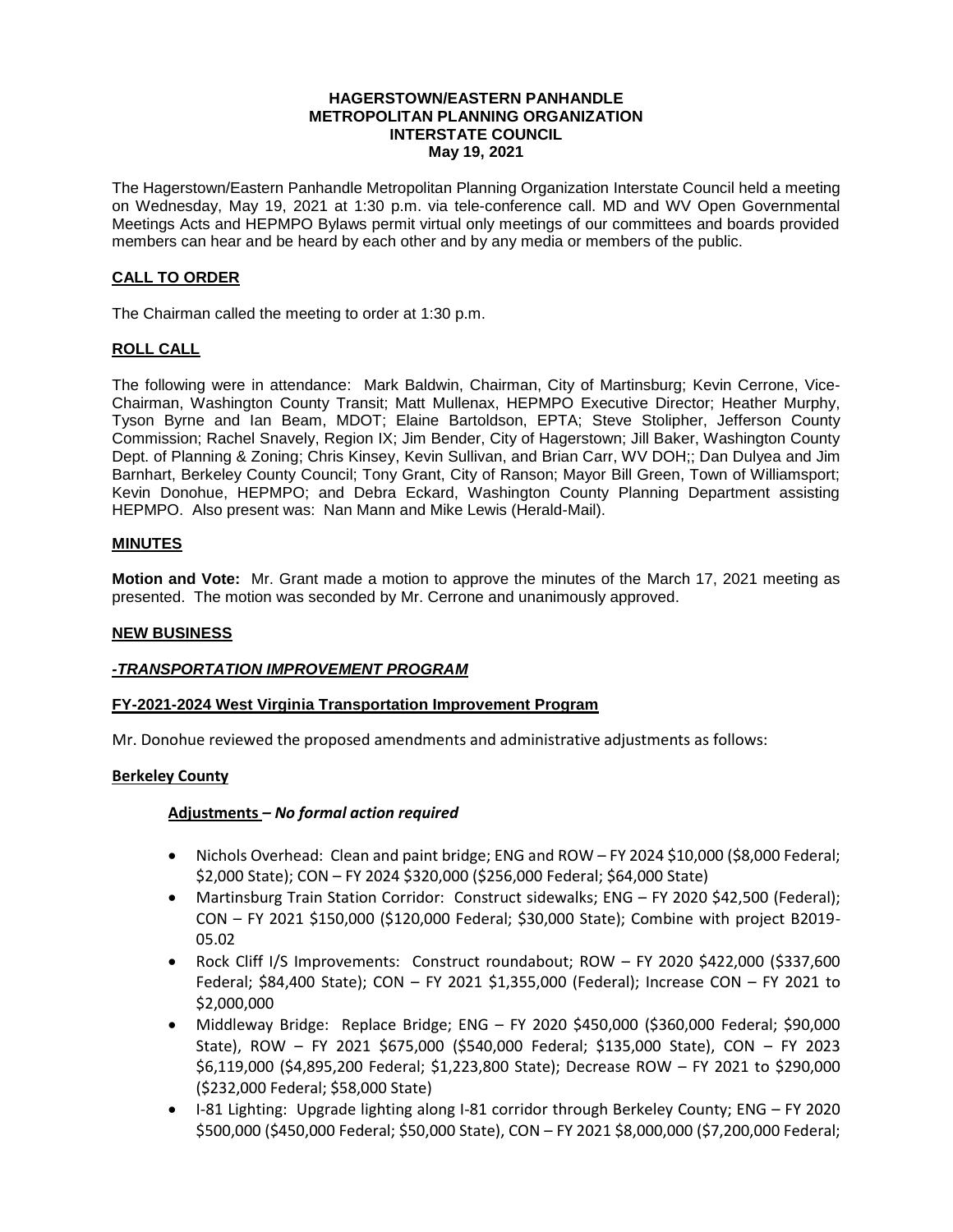# HAGERSTOWN/EASTERN PANHANDLE METROPOLITAN PLANNING ORGANIZATION INTERSTATE COUNCIL
**May 19, 2021**

The Hagerstown/Eastern Panhandle Metropolitan Planning Organization Interstate Council held a meeting on Wednesday, May 19, 2021 at 1:30 p.m. via tele-conference call. MD and WV Open Governmental Meetings Acts and HEPMPO Bylaws permit virtual only meetings of our committees and boards provided members can hear and be heard by each other and by any media or members of the public.

## CALL TO ORDER

The Chairman called the meeting to order at 1:30 p.m.

## ROLL CALL

The following were in attendance: Mark Baldwin, Chairman, City of Martinsburg; Kevin Cerrone, Vice-Chairman, Washington County Transit; Matt Mullenax, HEPMPO Executive Director; Heather Murphy, Tyson Byrne and Ian Beam, MDOT; Elaine Bartoldson, EPTA; Steve Stolipher, Jefferson County Commission; Rachel Snavely, Region IX; Jim Bender, City of Hagerstown; Jill Baker, Washington County Dept. of Planning & Zoning; Chris Kinsey, Kevin Sullivan, and Brian Carr, WV DOH;; Dan Dulyea and Jim Barnhart, Berkeley County Council; Tony Grant, City of Ranson; Mayor Bill Green, Town of Williamsport; Kevin Donohue, HEPMPO; and Debra Eckard, Washington County Planning Department assisting HEPMPO. Also present was: Nan Mann and Mike Lewis (Herald-Mail).

## MINUTES

**Motion and Vote:** Mr. Grant made a motion to approve the minutes of the March 17, 2021 meeting as presented. The motion was seconded by Mr. Cerrone and unanimously approved.

## NEW BUSINESS

### *-TRANSPORTATION IMPROVEMENT PROGRAM*

### FY-2021-2024 West Virginia Transportation Improvement Program

Mr. Donohue reviewed the proposed amendments and administrative adjustments as follows:

#### Berkeley County

**Adjustments –** ***No formal action required***

- Nichols Overhead: Clean and paint bridge; ENG and ROW – FY 2024 $10,000 ($8,000 Federal; $2,000 State); CON – FY 2024 $320,000 ($256,000 Federal; $64,000 State)
- Martinsburg Train Station Corridor: Construct sidewalks; ENG – FY 2020 $42,500 (Federal); CON – FY 2021 $150,000 ($120,000 Federal; $30,000 State); Combine with project B2019-05.02
- Rock Cliff I/S Improvements: Construct roundabout; ROW – FY 2020 $422,000 ($337,600 Federal; $84,400 State); CON – FY 2021 $1,355,000 (Federal); Increase CON – FY 2021 to $2,000,000
- Middleway Bridge: Replace Bridge; ENG – FY 2020 $450,000 ($360,000 Federal; $90,000 State), ROW – FY 2021 $675,000 ($540,000 Federal; $135,000 State), CON – FY 2023 $6,119,000 ($4,895,200 Federal; $1,223,800 State); Decrease ROW – FY 2021 to $290,000 ($232,000 Federal; $58,000 State)
- I-81 Lighting: Upgrade lighting along I-81 corridor through Berkeley County; ENG – FY 2020 $500,000 ($450,000 Federal; $50,000 State), CON – FY 2021 $8,000,000 ($7,200,000 Federal;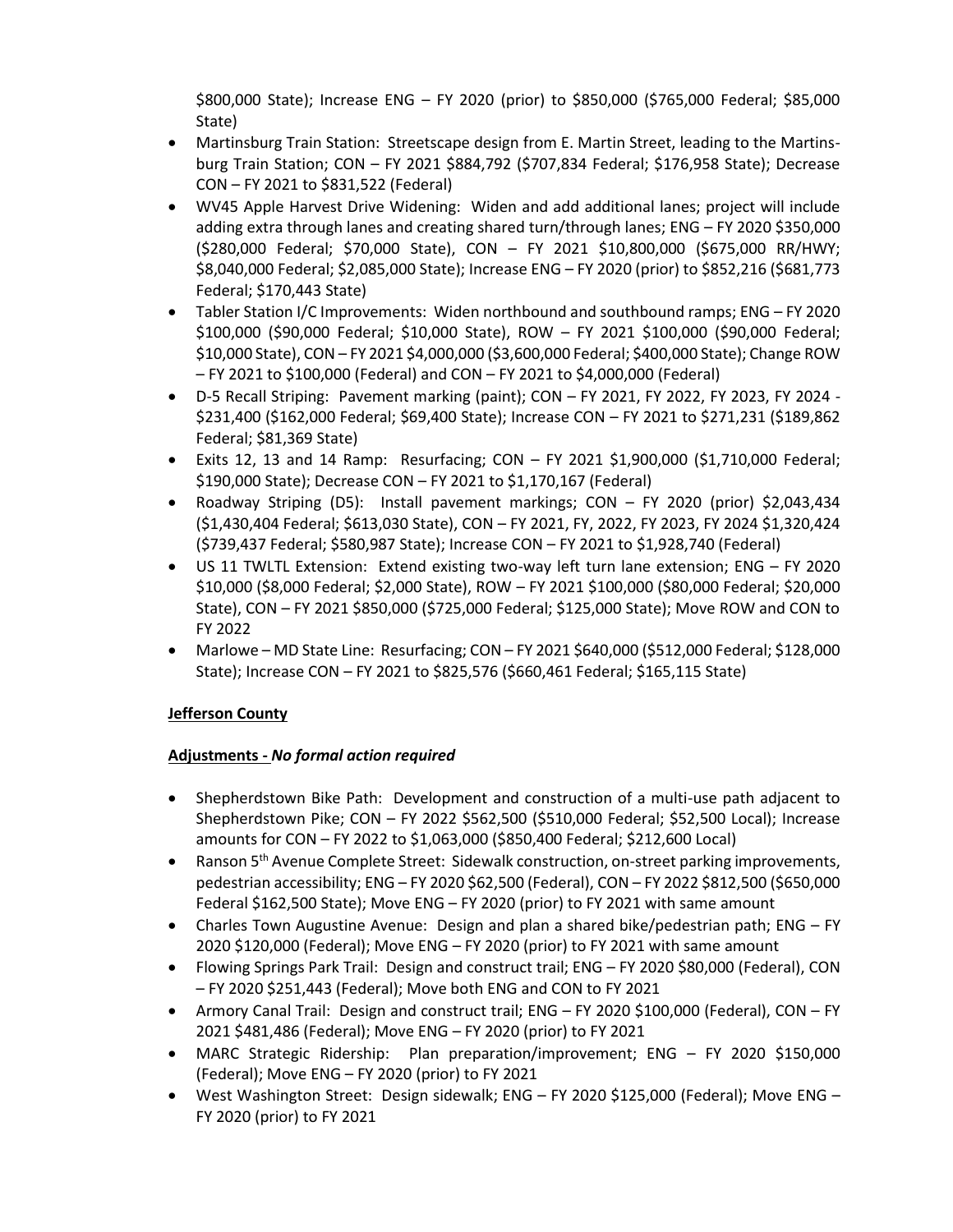$800,000 State); Increase ENG – FY 2020 (prior) to $850,000 ($765,000 Federal; $85,000 State)

- Martinsburg Train Station: Streetscape design from E. Martin Street, leading to the Martinsburg Train Station; CON – FY 2021 $884,792 ($707,834 Federal; $176,958 State); Decrease CON – FY 2021 to $831,522 (Federal)
- WV45 Apple Harvest Drive Widening: Widen and add additional lanes; project will include adding extra through lanes and creating shared turn/through lanes; ENG – FY 2020 $350,000 ($280,000 Federal; $70,000 State), CON – FY 2021 $10,800,000 ($675,000 RR/HWY; $8,040,000 Federal; $2,085,000 State); Increase ENG – FY 2020 (prior) to $852,216 ($681,773 Federal; $170,443 State)
- Tabler Station I/C Improvements: Widen northbound and southbound ramps; ENG – FY 2020 $100,000 ($90,000 Federal; $10,000 State), ROW – FY 2021 $100,000 ($90,000 Federal; $10,000 State), CON – FY 2021 $4,000,000 ($3,600,000 Federal; $400,000 State); Change ROW – FY 2021 to $100,000 (Federal) and CON – FY 2021 to $4,000,000 (Federal)
- D-5 Recall Striping: Pavement marking (paint); CON – FY 2021, FY 2022, FY 2023, FY 2024 - $231,400 ($162,000 Federal; $69,400 State); Increase CON – FY 2021 to $271,231 ($189,862 Federal; $81,369 State)
- Exits 12, 13 and 14 Ramp: Resurfacing; CON – FY 2021 $1,900,000 ($1,710,000 Federal; $190,000 State); Decrease CON – FY 2021 to $1,170,167 (Federal)
- Roadway Striping (D5): Install pavement markings; CON – FY 2020 (prior) $2,043,434 ($1,430,404 Federal; $613,030 State), CON – FY 2021, FY, 2022, FY 2023, FY 2024 $1,320,424 ($739,437 Federal; $580,987 State); Increase CON – FY 2021 to $1,928,740 (Federal)
- US 11 TWLTL Extension: Extend existing two-way left turn lane extension; ENG – FY 2020 $10,000 ($8,000 Federal; $2,000 State), ROW – FY 2021 $100,000 ($80,000 Federal; $20,000 State), CON – FY 2021 $850,000 ($725,000 Federal; $125,000 State); Move ROW and CON to FY 2022
- Marlowe – MD State Line: Resurfacing; CON – FY 2021 $640,000 ($512,000 Federal; $128,000 State); Increase CON – FY 2021 to $825,576 ($660,461 Federal; $165,115 State)

**Jefferson County**

**Adjustments - *No formal action required***

- Shepherdstown Bike Path: Development and construction of a multi-use path adjacent to Shepherdstown Pike; CON – FY 2022 $562,500 ($510,000 Federal; 52,500 Local); Increase amounts for CON – FY 2022 to $1,063,000 ($850,400 Federal; $212,600 Local)
- Ranson 5th Avenue Complete Street: Sidewalk construction, on-street parking improvements, pedestrian accessibility; ENG – FY 2020 $62,500 (Federal), CON – FY 2022 $812,500 ($650,000 Federal $162,500 State); Move ENG – FY 2020 (prior) to FY 2021 with same amount
- Charles Town Augustine Avenue: Design and plan a shared bike/pedestrian path; ENG – FY 2020 $120,000 (Federal); Move ENG – FY 2020 (prior) to FY 2021 with same amount
- Flowing Springs Park Trail: Design and construct trail; ENG – FY 2020 $80,000 (Federal), CON – FY 2020 $251,443 (Federal); Move both ENG and CON to FY 2021
- Armory Canal Trail: Design and construct trail; ENG – FY 2020 $100,000 (Federal), CON – FY 2021 $481,486 (Federal); Move ENG – FY 2020 (prior) to FY 2021
- MARC Strategic Ridership: Plan preparation/improvement; ENG – FY 2020 $150,000 (Federal); Move ENG – FY 2020 (prior) to FY 2021
- West Washington Street: Design sidewalk; ENG – FY 2020 $125,000 (Federal); Move ENG – FY 2020 (prior) to FY 2021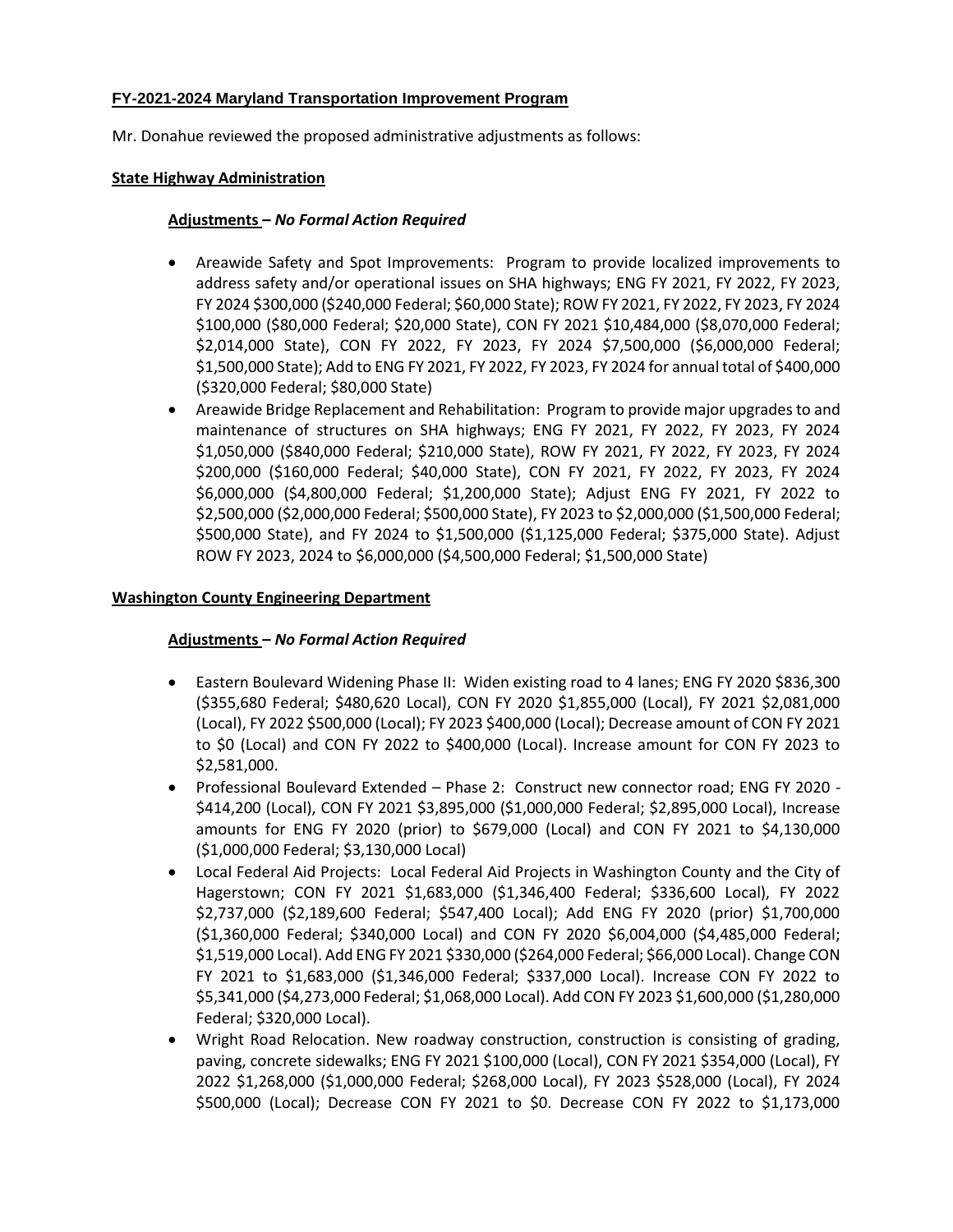**FY-2021-2024 Maryland Transportation Improvement Program**

Mr. Donahue reviewed the proposed administrative adjustments as follows:

**State Highway Administration**

**Adjustments –** ***No Formal Action Required***

- Areawide Safety and Spot Improvements: Program to provide localized improvements to address safety and/or operational issues on SHA highways; ENG FY 2021, FY 2022, FY 2023, FY 2024 $300,000 ($240,000 Federal; $60,000 State); ROW FY 2021, FY 2022, FY 2023, FY 2024 $100,000 ($80,000 Federal; $20,000 State), CON FY 2021 $10,484,000 ($8,070,000 Federal; $2,014,000 State), CON FY 2022, FY 2023, FY 2024 $7,500,000 ($6,000,000 Federal; $1,500,000 State); Add to ENG FY 2021, FY 2022, FY 2023, FY 2024 for annual total of $400,000 ($320,000 Federal; $80,000 State)
- Areawide Bridge Replacement and Rehabilitation: Program to provide major upgrades to and maintenance of structures on SHA highways; ENG FY 2021, FY 2022, FY 2023, FY 2024 $1,050,000 ($840,000 Federal; $210,000 State), ROW FY 2021, FY 2022, FY 2023, FY 2024 $200,000 ($160,000 Federal; $40,000 State), CON FY 2021, FY 2022, FY 2023, FY 2024 $6,000,000 ($4,800,000 Federal; $1,200,000 State); Adjust ENG FY 2021, FY 2022 to $2,500,000 ($2,000,000 Federal; $500,000 State), FY 2023 to $2,000,000 ($1,500,000 Federal; $500,000 State), and FY 2024 to $1,500,000 ($1,125,000 Federal; $375,000 State). Adjust ROW FY 2023, 2024 to $6,000,000 ($4,500,000 Federal; $1,500,000 State)

**Washington County Engineering Department**

**Adjustments –** ***No Formal Action Required***

- Eastern Boulevard Widening Phase II: Widen existing road to 4 lanes; ENG FY 2020 $836,300 ($355,680 Federal; $480,620 Local), CON FY 2020 $1,855,000 (Local), FY 2021 $2,081,000 (Local), FY 2022 $500,000 (Local); FY 2023 $400,000 (Local); Decrease amount of CON FY 2021 to $0 (Local) and CON FY 2022 to $400,000 (Local). Increase amount for CON FY 2023 to $2,581,000.
- Professional Boulevard Extended – Phase 2: Construct new connector road; ENG FY 2020 - $414,200 (Local), CON FY 2021 $3,895,000 ($1,000,000 Federal; $2,895,000 Local), Increase amounts for ENG FY 2020 (prior) to $679,000 (Local) and CON FY 2021 to $4,130,000 ($1,000,000 Federal; $3,130,000 Local)
- Local Federal Aid Projects: Local Federal Aid Projects in Washington County and the City of Hagerstown; CON FY 2021 $1,683,000 ($1,346,400 Federal; $336,600 Local), FY 2022 $2,737,000 ($2,189,600 Federal; $547,400 Local); Add ENG FY 2020 (prior) $1,700,000 ($1,360,000 Federal; $340,000 Local) and CON FY 2020 $6,004,000 ($4,485,000 Federal; $1,519,000 Local). Add ENG FY 2021 $330,000 ($264,000 Federal; $66,000 Local). Change CON FY 2021 to $1,683,000 ($1,346,000 Federal; $337,000 Local). Increase CON FY 2022 to $5,341,000 ($4,273,000 Federal; $1,068,000 Local). Add CON FY 2023 $1,600,000 ($1,280,000 Federal; $320,000 Local).
- Wright Road Relocation. New roadway construction, construction is consisting of grading, paving, concrete sidewalks; ENG FY 2021 $100,000 (Local), CON FY 2021 $354,000 (Local), FY 2022 $1,268,000 ($1,000,000 Federal; $268,000 Local), FY 2023 $528,000 (Local), FY 2024 $500,000 (Local); Decrease CON FY 2021 to $0. Decrease CON FY 2022 to $1,173,000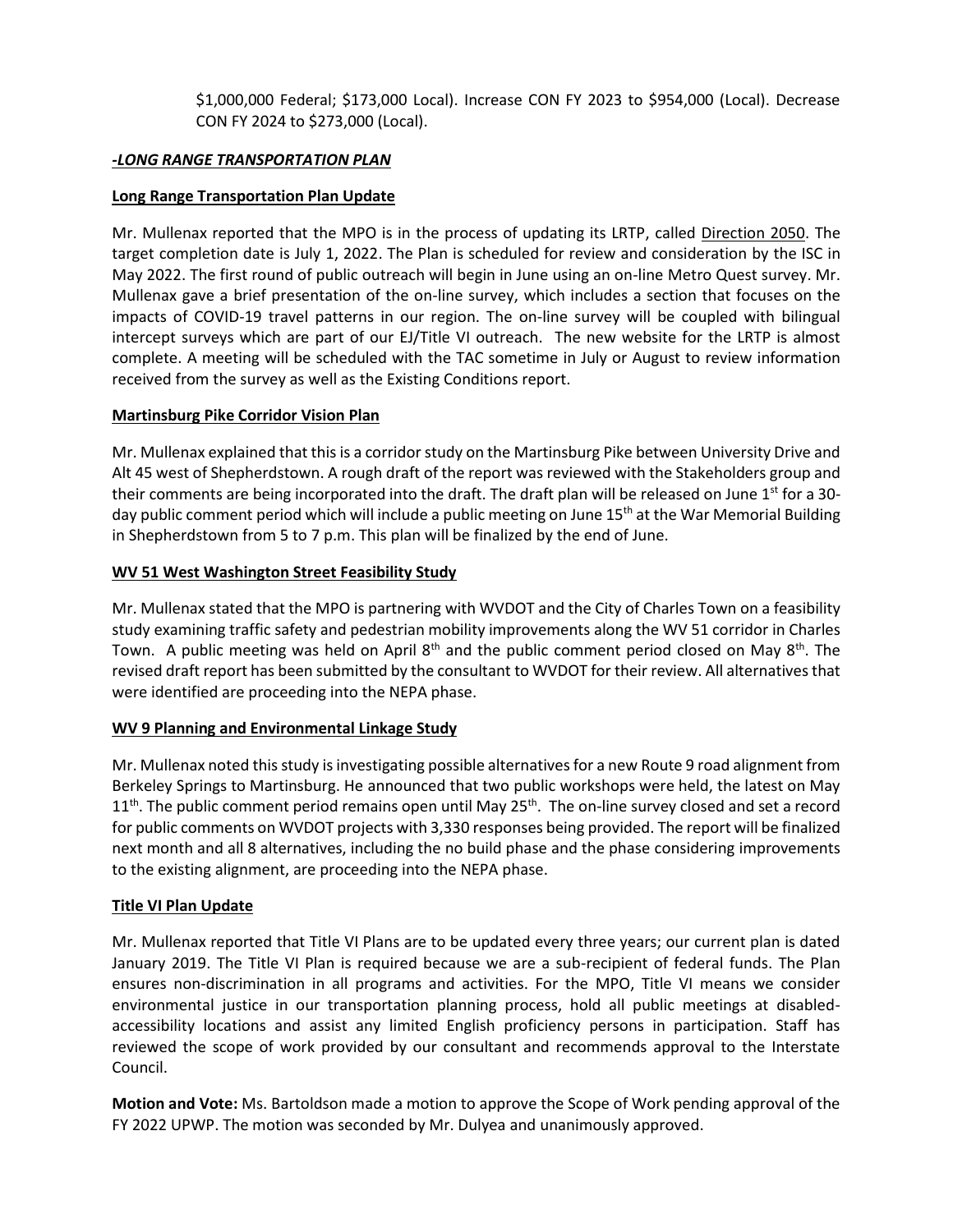$1,000,000 Federal; $173,000 Local). Increase CON FY 2023 to $954,000 (Local). Decrease CON FY 2024 to $273,000 (Local).

***-LONG RANGE TRANSPORTATION PLAN***

**Long Range Transportation Plan Update**

Mr. Mullenax reported that the MPO is in the process of updating its LRTP, called Direction 2050. The target completion date is July 1, 2022. The Plan is scheduled for review and consideration by the ISC in May 2022. The first round of public outreach will begin in June using an on-line Metro Quest survey. Mr. Mullenax gave a brief presentation of the on-line survey, which includes a section that focuses on the impacts of COVID-19 travel patterns in our region. The on-line survey will be coupled with bilingual intercept surveys which are part of our EJ/Title VI outreach. The new website for the LRTP is almost complete. A meeting will be scheduled with the TAC sometime in July or August to review information received from the survey as well as the Existing Conditions report.

**Martinsburg Pike Corridor Vision Plan**

Mr. Mullenax explained that this is a corridor study on the Martinsburg Pike between University Drive and Alt 45 west of Shepherdstown. A rough draft of the report was reviewed with the Stakeholders group and their comments are being incorporated into the draft. The draft plan will be released on June 1st for a 30-day public comment period which will include a public meeting on June 15th at the War Memorial Building in Shepherdstown from 5 to 7 p.m. This plan will be finalized by the end of June.

**WV 51 West Washington Street Feasibility Study**

Mr. Mullenax stated that the MPO is partnering with WVDOT and the City of Charles Town on a feasibility study examining traffic safety and pedestrian mobility improvements along the WV 51 corridor in Charles Town. A public meeting was held on April 8th and the public comment period closed on May 8th. The revised draft report has been submitted by the consultant to WVDOT for their review. All alternatives that were identified are proceeding into the NEPA phase.

**WV 9 Planning and Environmental Linkage Study**

Mr. Mullenax noted this study is investigating possible alternatives for a new Route 9 road alignment from Berkeley Springs to Martinsburg. He announced that two public workshops were held, the latest on May 11th. The public comment period remains open until May 25th. The on-line survey closed and set a record for public comments on WVDOT projects with 3,330 responses being provided. The report will be finalized next month and all 8 alternatives, including the no build phase and the phase considering improvements to the existing alignment, are proceeding into the NEPA phase.

**Title VI Plan Update**

Mr. Mullenax reported that Title VI Plans are to be updated every three years; our current plan is dated January 2019. The Title VI Plan is required because we are a sub-recipient of federal funds. The Plan ensures non-discrimination in all programs and activities. For the MPO, Title VI means we consider environmental justice in our transportation planning process, hold all public meetings at disabled-accessibility locations and assist any limited English proficiency persons in participation. Staff has reviewed the scope of work provided by our consultant and recommends approval to the Interstate Council.

**Motion and Vote:** Ms. Bartoldson made a motion to approve the Scope of Work pending approval of the FY 2022 UPWP. The motion was seconded by Mr. Dulyea and unanimously approved.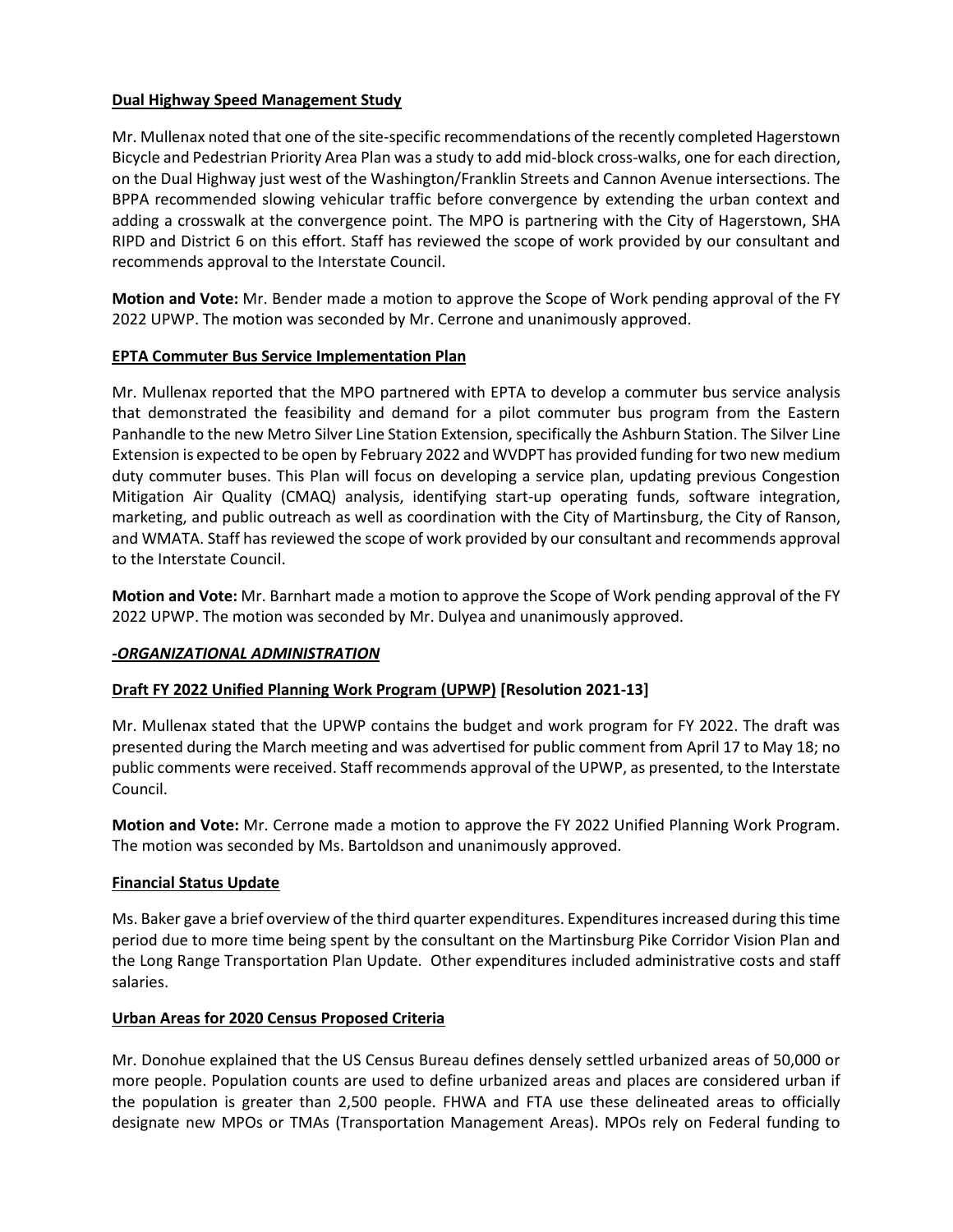**Dual Highway Speed Management Study**

Mr. Mullenax noted that one of the site-specific recommendations of the recently completed Hagerstown Bicycle and Pedestrian Priority Area Plan was a study to add mid-block cross-walks, one for each direction, on the Dual Highway just west of the Washington/Franklin Streets and Cannon Avenue intersections. The BPPA recommended slowing vehicular traffic before convergence by extending the urban context and adding a crosswalk at the convergence point. The MPO is partnering with the City of Hagerstown, SHA RIPD and District 6 on this effort. Staff has reviewed the scope of work provided by our consultant and recommends approval to the Interstate Council.

**Motion and Vote:** Mr. Bender made a motion to approve the Scope of Work pending approval of the FY 2022 UPWP. The motion was seconded by Mr. Cerrone and unanimously approved.

**EPTA Commuter Bus Service Implementation Plan**

Mr. Mullenax reported that the MPO partnered with EPTA to develop a commuter bus service analysis that demonstrated the feasibility and demand for a pilot commuter bus program from the Eastern Panhandle to the new Metro Silver Line Station Extension, specifically the Ashburn Station. The Silver Line Extension is expected to be open by February 2022 and WVDPT has provided funding for two new medium duty commuter buses. This Plan will focus on developing a service plan, updating previous Congestion Mitigation Air Quality (CMAQ) analysis, identifying start-up operating funds, software integration, marketing, and public outreach as well as coordination with the City of Martinsburg, the City of Ranson, and WMATA. Staff has reviewed the scope of work provided by our consultant and recommends approval to the Interstate Council.

**Motion and Vote:** Mr. Barnhart made a motion to approve the Scope of Work pending approval of the FY 2022 UPWP. The motion was seconded by Mr. Dulyea and unanimously approved.

***-ORGANIZATIONAL ADMINISTRATION***

**Draft FY 2022 Unified Planning Work Program (UPWP) [Resolution 2021-13]**

Mr. Mullenax stated that the UPWP contains the budget and work program for FY 2022. The draft was presented during the March meeting and was advertised for public comment from April 17 to May 18; no public comments were received. Staff recommends approval of the UPWP, as presented, to the Interstate Council.

**Motion and Vote:** Mr. Cerrone made a motion to approve the FY 2022 Unified Planning Work Program. The motion was seconded by Ms. Bartoldson and unanimously approved.

**Financial Status Update**

Ms. Baker gave a brief overview of the third quarter expenditures. Expenditures increased during this time period due to more time being spent by the consultant on the Martinsburg Pike Corridor Vision Plan and the Long Range Transportation Plan Update. Other expenditures included administrative costs and staff salaries.

**Urban Areas for 2020 Census Proposed Criteria**

Mr. Donohue explained that the US Census Bureau defines densely settled urbanized areas of 50,000 or more people. Population counts are used to define urbanized areas and places are considered urban if the population is greater than 2,500 people. FHWA and FTA use these delineated areas to officially designate new MPOs or TMAs (Transportation Management Areas). MPOs rely on Federal funding to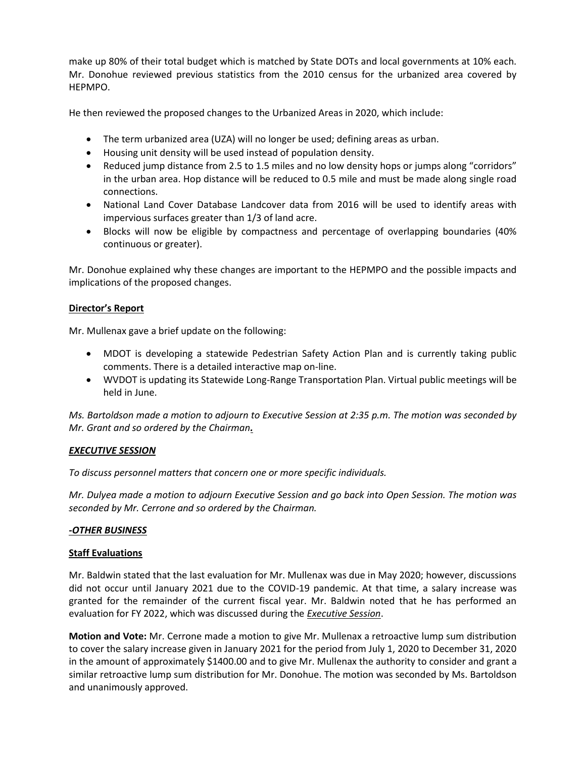make up 80% of their total budget which is matched by State DOTs and local governments at 10% each. Mr. Donohue reviewed previous statistics from the 2010 census for the urbanized area covered by HEPMPO.

He then reviewed the proposed changes to the Urbanized Areas in 2020, which include:

- The term urbanized area (UZA) will no longer be used; defining areas as urban.
- Housing unit density will be used instead of population density.
- Reduced jump distance from 2.5 to 1.5 miles and no low density hops or jumps along "corridors" in the urban area. Hop distance will be reduced to 0.5 mile and must be made along single road connections.
- National Land Cover Database Landcover data from 2016 will be used to identify areas with impervious surfaces greater than 1/3 of land acre.
- Blocks will now be eligible by compactness and percentage of overlapping boundaries (40% continuous or greater).

Mr. Donohue explained why these changes are important to the HEPMPO and the possible impacts and implications of the proposed changes.

**Director's Report**

Mr. Mullenax gave a brief update on the following:

- MDOT is developing a statewide Pedestrian Safety Action Plan and is currently taking public comments. There is a detailed interactive map on-line.
- WVDOT is updating its Statewide Long-Range Transportation Plan. Virtual public meetings will be held in June.

*Ms. Bartoldson made a motion to adjourn to Executive Session at 2:35 p.m. The motion was seconded by Mr. Grant and so ordered by the Chairman.*

***EXECUTIVE SESSION***

*To discuss personnel matters that concern one or more specific individuals.*

*Mr. Dulyea made a motion to adjourn Executive Session and go back into Open Session. The motion was seconded by Mr. Cerrone and so ordered by the Chairman.*

***-OTHER BUSINESS***

**Staff Evaluations**

Mr. Baldwin stated that the last evaluation for Mr. Mullenax was due in May 2020; however, discussions did not occur until January 2021 due to the COVID-19 pandemic. At that time, a salary increase was granted for the remainder of the current fiscal year. Mr. Baldwin noted that he has performed an evaluation for FY 2022, which was discussed during the ***Executive Session***.

**Motion and Vote:** Mr. Cerrone made a motion to give Mr. Mullenax a retroactive lump sum distribution to cover the salary increase given in January 2021 for the period from July 1, 2020 to December 31, 2020 in the amount of approximately $1400.00 and to give Mr. Mullenax the authority to consider and grant a similar retroactive lump sum distribution for Mr. Donohue. The motion was seconded by Ms. Bartoldson and unanimously approved.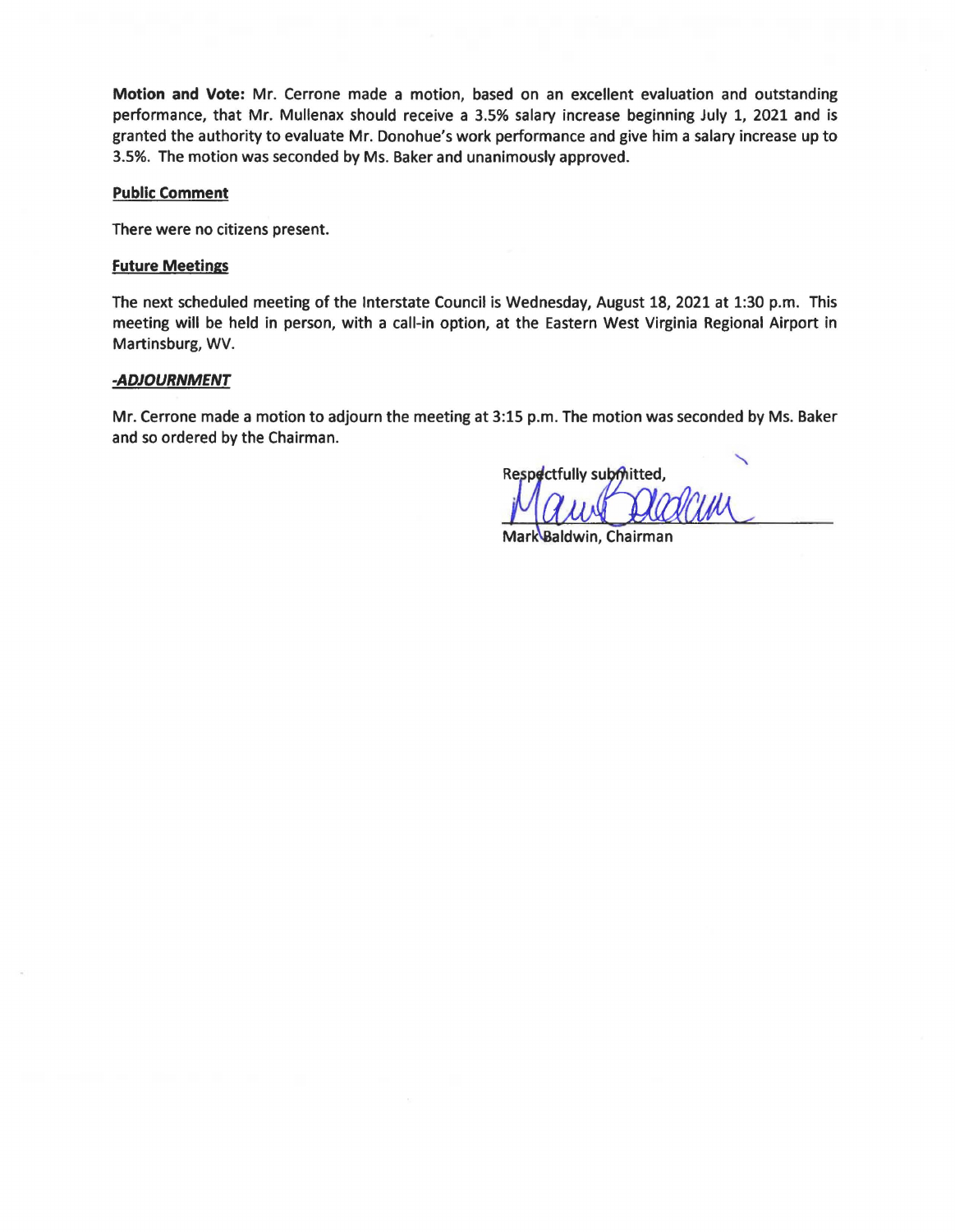**Motion and Vote:** Mr. Cerrone made a motion, based on an excellent evaluation and outstanding performance, that Mr. Mullenax should receive a 3.5% salary increase beginning July 1, 2021 and is granted the authority to evaluate Mr. Donohue's work performance and give him a salary increase up to 3.5%. The motion was seconded by Ms. Baker and unanimously approved.

**Public Comment**

There were no citizens present.

**Future Meetings**

The next scheduled meeting of the Interstate Council is Wednesday, August 18, 2021 at 1:30 p.m. This meeting will be held in person, with a call-in option, at the Eastern West Virginia Regional Airport in Martinsburg, WV.

***-ADJOURNMENT***

Mr. Cerrone made a motion to adjourn the meeting at 3:15 p.m. The motion was seconded by Ms. Baker and so ordered by the Chairman.

Respectfully submitted,

Mark Baldwin, Chairman